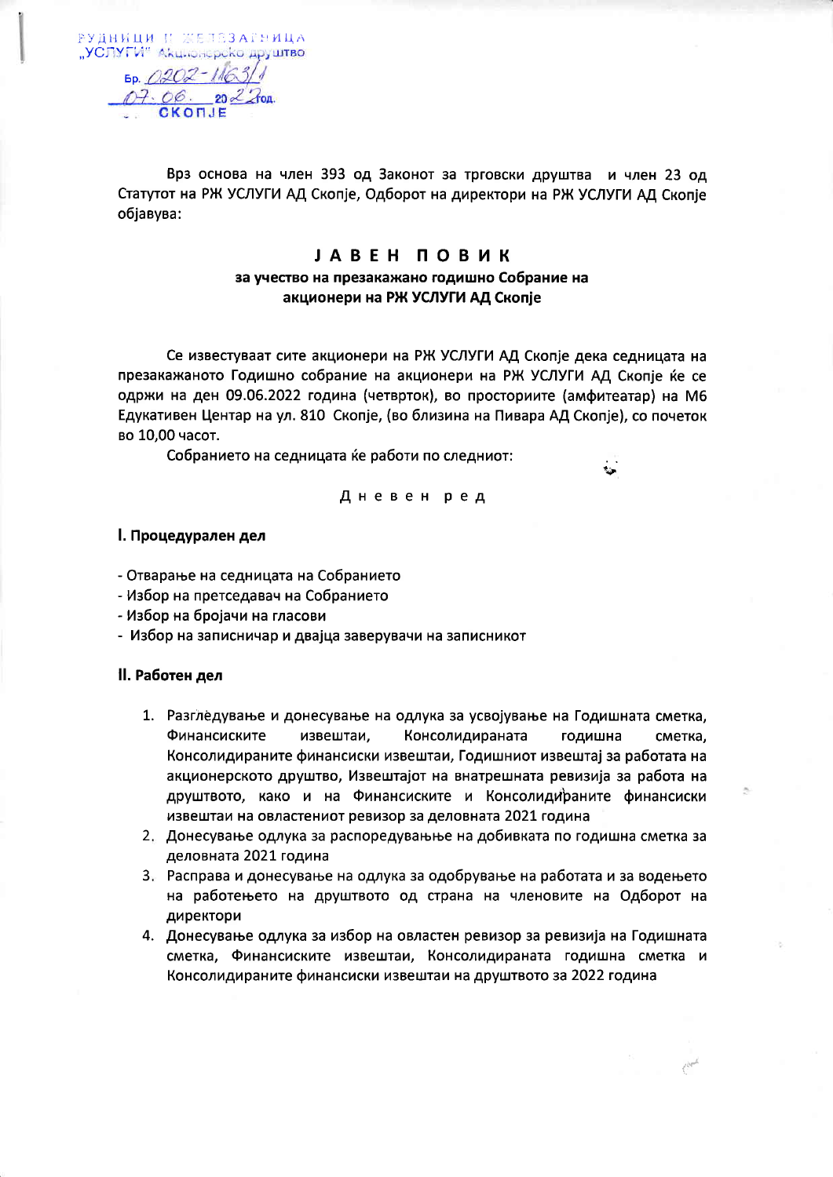РУДНИЦИ И ЖЕЛЕЗАРНИЦА
„УСЛУГИ" Акционерско друштво
Бр. 0202-1163/1
07.06. 2022 год.
СКОПЈЕ

Врз основа на член 393 од Законот за трговски друштва и член 23 од Статутот на РЖ УСЛУГИ АД Скопје, Одборот на директори на РЖ УСЛУГИ АД Скопје објавува:

# Ј А В Е Н П О В И К

## за учество на презакажано годишно Собрание на акционери на РЖ УСЛУГИ АД Скопје

Се известуваат сите акционери на РЖ УСЛУГИ АД Скопје дека седницата на презакажаното Годишно собрание на акционери на РЖ УСЛУГИ АД Скопје ќе се одржи на ден 09.06.2022 година (четврток), во просториите (амфитеатар) на М6 Едукативен Центар на ул. 810 Скопје, (во близина на Пивара АД Скопје), со почеток во 10,00 часот.

Собранието на седницата ќе работи по следниот:

Д н е в е н р е д

**I. Процедурален дел**

- Отварање на седницата на Собранието
- Избор на претседавач на Собранието
- Избор на бројачи на гласови
- Избор на записничар и двајца заверувачи на записникот

**II. Работен дел**

1. Разгледување и донесување на одлука за усвојување на Годишната сметка, Финансиските извештаи, Консолидираната годишна сметка, Консолидираните финансиски извештаи, Годишниот извештај за работата на акционерското друштво, Извештајот на внатрешната ревизија за работа на друштвото, како и на Финансиските и Консолидираните финансиски извештаи на овластениот ревизор за деловната 2021 година
2. Донесување одлука за распоредувањње на добивката по годишна сметка за деловната 2021 година
3. Расправа и донесување на одлука за одобрување на работата и за водењето на работењето на друштвото од страна на членовите на Одборот на директори
4. Донесување одлука за избор на овластен ревизор за ревизија на Годишната сметка, Финансиските извештаи, Консолидираната годишна сметка и Консолидираните финансиски извештаи на друштвото за 2022 година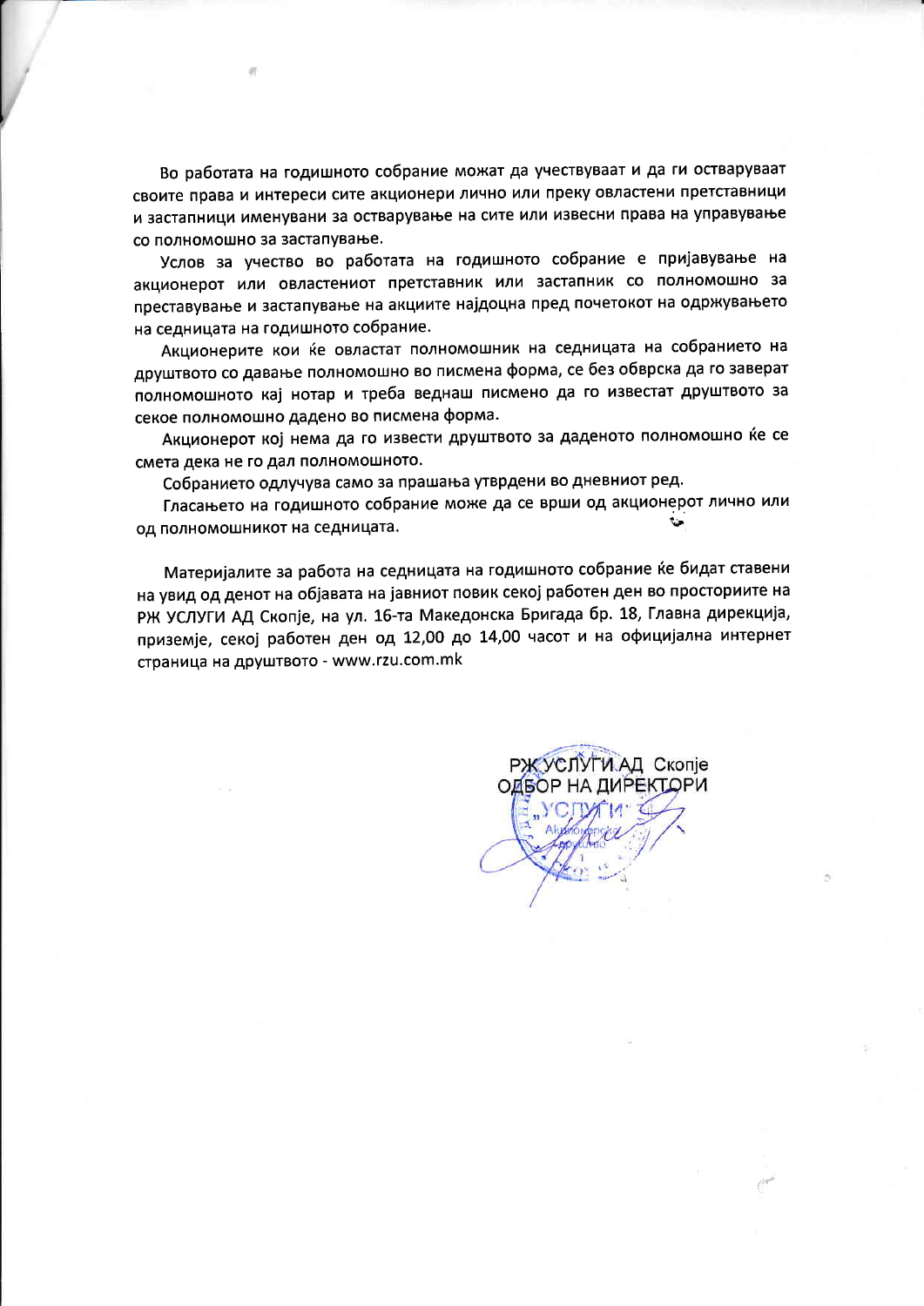Во работата на годишното собрание можат да учествуваат и да ги остваруваат своите права и интереси сите акционери лично или преку овластени претставници и застапници именувани за остварување на сите или извесни права на управување со полномошно за застапување.

Услов за учество во работата на годишното собрание е пријавување на акционерот или овластениот претставник или застапник со полномошно за преставување и застапување на акциите најдоцна пред почетокот на одржувањето на седницата на годишното собрание.

Акционерите кои ќе овластат полномошник на седницата на собранието на друштвото со давање полномошно во писмена форма, се без обврска да го заверат полномошното кај нотар и треба веднаш писмено да го известат друштвото за секое полномошно дадено во писмена форма.

Акционерот кој нема да го извести друштвото за даденото полномошно ќе се смета дека не го дал полномошното.

Собранието одлучува само за прашања утврдени во дневниот ред.

Гласањето на годишното собрание може да се врши од акционерот лично или од полномошникот на седницата.

Материјалите за работа на седницата на годишното собрание ќе бидат ставени на увид од денот на објавата на јавниот повик секој работен ден во просториите на РЖ УСЛУГИ АД Скопје, на ул. 16-та Македонска Бригада бр. 18, Главна дирекција, приземје, секој работен ден од 12,00 до 14,00 часот и на официјална интернет страница на друштвото - www.rzu.com.mk

РЖ УСЛУГИ АД Скопје
ОДБОР НА ДИРЕКТОРИ